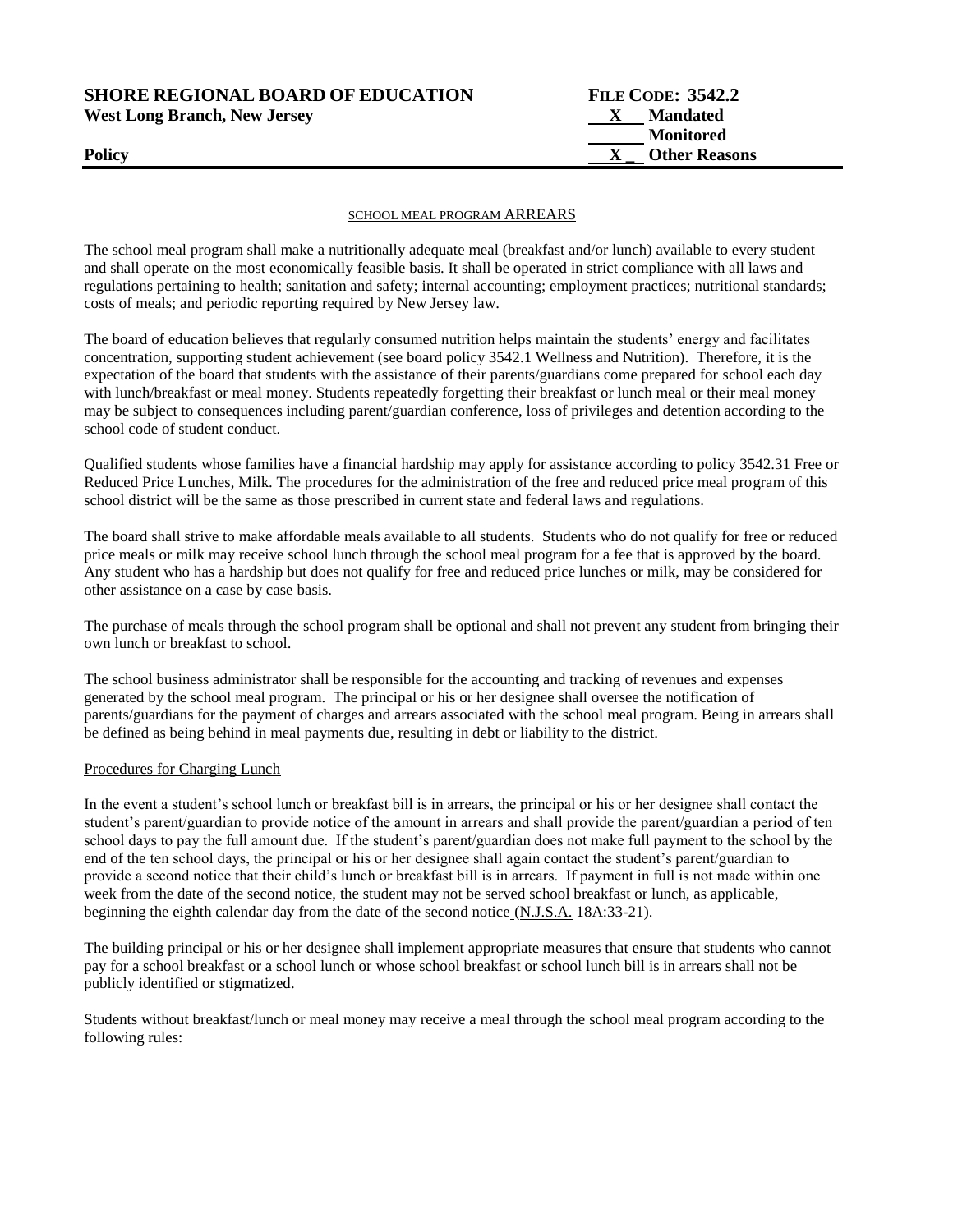**SHORE REGIONAL BOARD OF EDUCATION**
**West Long Branch, New Jersey**

**Policy**

**FILE CODE: 3542.2**
**X Mandated**
**Monitored**
**X Other Reasons**

SCHOOL MEAL PROGRAM ARREARS

The school meal program shall make a nutritionally adequate meal (breakfast and/or lunch) available to every student and shall operate on the most economically feasible basis. It shall be operated in strict compliance with all laws and regulations pertaining to health; sanitation and safety; internal accounting; employment practices; nutritional standards; costs of meals; and periodic reporting required by New Jersey law.

The board of education believes that regularly consumed nutrition helps maintain the students' energy and facilitates concentration, supporting student achievement (see board policy 3542.1 Wellness and Nutrition). Therefore, it is the expectation of the board that students with the assistance of their parents/guardians come prepared for school each day with lunch/breakfast or meal money. Students repeatedly forgetting their breakfast or lunch meal or their meal money may be subject to consequences including parent/guardian conference, loss of privileges and detention according to the school code of student conduct.

Qualified students whose families have a financial hardship may apply for assistance according to policy 3542.31 Free or Reduced Price Lunches, Milk. The procedures for the administration of the free and reduced price meal program of this school district will be the same as those prescribed in current state and federal laws and regulations.

The board shall strive to make affordable meals available to all students. Students who do not qualify for free or reduced price meals or milk may receive school lunch through the school meal program for a fee that is approved by the board. Any student who has a hardship but does not qualify for free and reduced price lunches or milk, may be considered for other assistance on a case by case basis.

The purchase of meals through the school program shall be optional and shall not prevent any student from bringing their own lunch or breakfast to school.

The school business administrator shall be responsible for the accounting and tracking of revenues and expenses generated by the school meal program. The principal or his or her designee shall oversee the notification of parents/guardians for the payment of charges and arrears associated with the school meal program. Being in arrears shall be defined as being behind in meal payments due, resulting in debt or liability to the district.

Procedures for Charging Lunch

In the event a student's school lunch or breakfast bill is in arrears, the principal or his or her designee shall contact the student's parent/guardian to provide notice of the amount in arrears and shall provide the parent/guardian a period of ten school days to pay the full amount due. If the student's parent/guardian does not make full payment to the school by the end of the ten school days, the principal or his or her designee shall again contact the student's parent/guardian to provide a second notice that their child's lunch or breakfast bill is in arrears. If payment in full is not made within one week from the date of the second notice, the student may not be served school breakfast or lunch, as applicable, beginning the eighth calendar day from the date of the second notice (N.J.S.A. 18A:33-21).

The building principal or his or her designee shall implement appropriate measures that ensure that students who cannot pay for a school breakfast or a school lunch or whose school breakfast or school lunch bill is in arrears shall not be publicly identified or stigmatized.

Students without breakfast/lunch or meal money may receive a meal through the school meal program according to the following rules: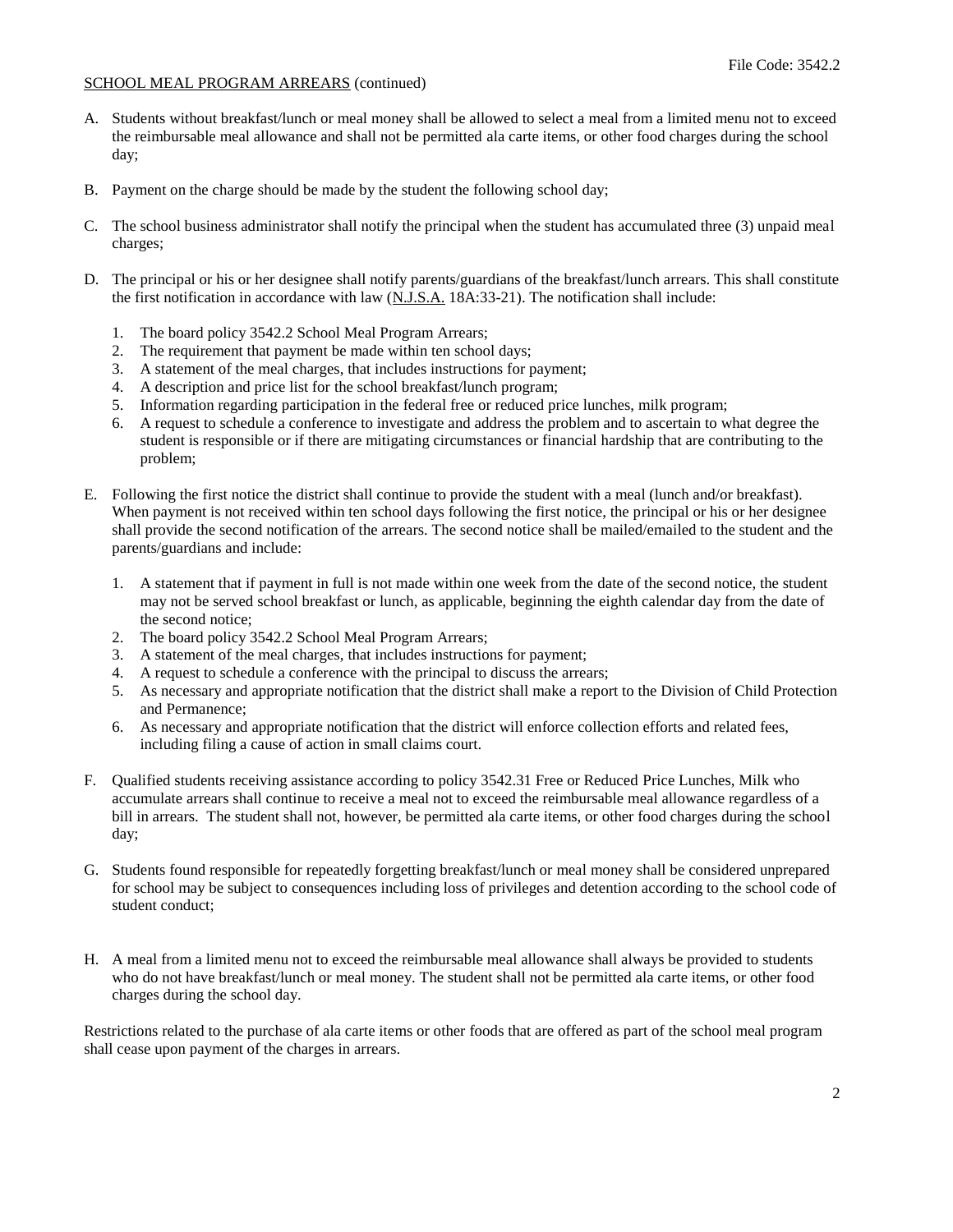SCHOOL MEAL PROGRAM ARREARS (continued)

A. Students without breakfast/lunch or meal money shall be allowed to select a meal from a limited menu not to exceed the reimbursable meal allowance and shall not be permitted ala carte items, or other food charges during the school day;

B. Payment on the charge should be made by the student the following school day;

C. The school business administrator shall notify the principal when the student has accumulated three (3) unpaid meal charges;

D. The principal or his or her designee shall notify parents/guardians of the breakfast/lunch arrears. This shall constitute the first notification in accordance with law (N.J.S.A. 18A:33-21). The notification shall include:

   1. The board policy 3542.2 School Meal Program Arrears;
   2. The requirement that payment be made within ten school days;
   3. A statement of the meal charges, that includes instructions for payment;
   4. A description and price list for the school breakfast/lunch program;
   5. Information regarding participation in the federal free or reduced price lunches, milk program;
   6. A request to schedule a conference to investigate and address the problem and to ascertain to what degree the student is responsible or if there are mitigating circumstances or financial hardship that are contributing to the problem;

E. Following the first notice the district shall continue to provide the student with a meal (lunch and/or breakfast). When payment is not received within ten school days following the first notice, the principal or his or her designee shall provide the second notification of the arrears. The second notice shall be mailed/emailed to the student and the parents/guardians and include:

   1. A statement that if payment in full is not made within one week from the date of the second notice, the student may not be served school breakfast or lunch, as applicable, beginning the eighth calendar day from the date of the second notice;
   2. The board policy 3542.2 School Meal Program Arrears;
   3. A statement of the meal charges, that includes instructions for payment;
   4. A request to schedule a conference with the principal to discuss the arrears;
   5. As necessary and appropriate notification that the district shall make a report to the Division of Child Protection and Permanence;
   6. As necessary and appropriate notification that the district will enforce collection efforts and related fees, including filing a cause of action in small claims court.

F. Qualified students receiving assistance according to policy 3542.31 Free or Reduced Price Lunches, Milk who accumulate arrears shall continue to receive a meal not to exceed the reimbursable meal allowance regardless of a bill in arrears. The student shall not, however, be permitted ala carte items, or other food charges during the school day;

G. Students found responsible for repeatedly forgetting breakfast/lunch or meal money shall be considered unprepared for school may be subject to consequences including loss of privileges and detention according to the school code of student conduct;

H. A meal from a limited menu not to exceed the reimbursable meal allowance shall always be provided to students who do not have breakfast/lunch or meal money. The student shall not be permitted ala carte items, or other food charges during the school day.

Restrictions related to the purchase of ala carte items or other foods that are offered as part of the school meal program shall cease upon payment of the charges in arrears.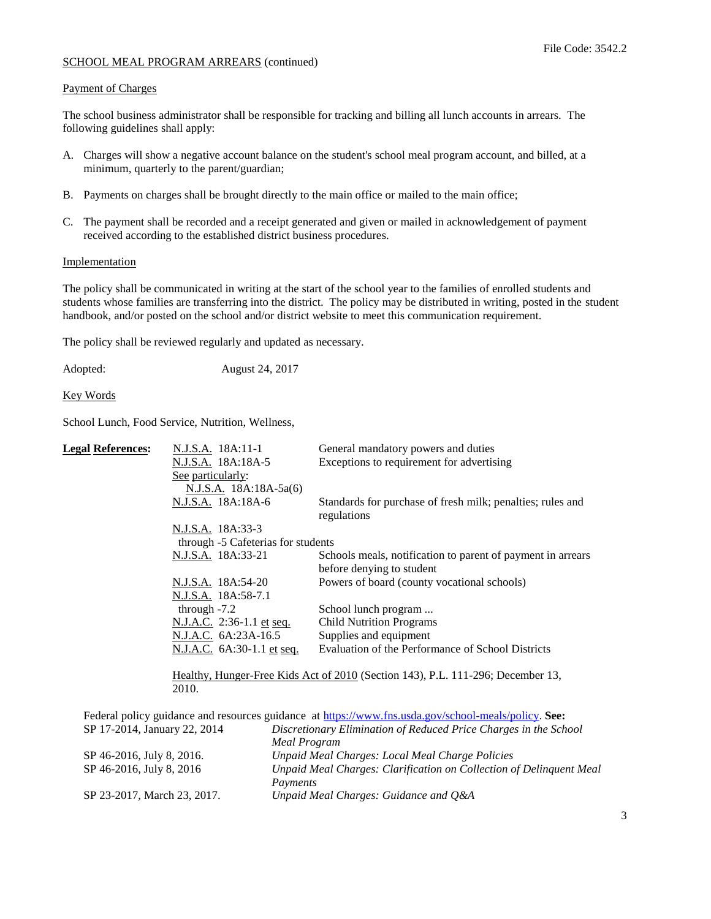SCHOOL MEAL PROGRAM ARREARS (continued)

## Payment of Charges

The school business administrator shall be responsible for tracking and billing all lunch accounts in arrears. The following guidelines shall apply:

A. Charges will show a negative account balance on the student's school meal program account, and billed, at a minimum, quarterly to the parent/guardian;

B. Payments on charges shall be brought directly to the main office or mailed to the main office;

C. The payment shall be recorded and a receipt generated and given or mailed in acknowledgement of payment received according to the established district business procedures.

## Implementation

The policy shall be communicated in writing at the start of the school year to the families of enrolled students and students whose families are transferring into the district. The policy may be distributed in writing, posted in the student handbook, and/or posted on the school and/or district website to meet this communication requirement.

The policy shall be reviewed regularly and updated as necessary.

Adopted: August 24, 2017

## Key Words

School Lunch, Food Service, Nutrition, Wellness,

**Legal References:**

| | |
|---|---|
| N.J.S.A. 18A:11-1 | General mandatory powers and duties |
| N.J.S.A. 18A:18A-5 | Exceptions to requirement for advertising |
| See particularly: N.J.S.A. 18A:18A-5a(6) | |
| N.J.S.A. 18A:18A-6 | Standards for purchase of fresh milk; penalties; rules and regulations |
| N.J.S.A. 18A:33-3 through -5 Cafeterias for students | |
| N.J.S.A. 18A:33-21 | Schools meals, notification to parent of payment in arrears before denying to student |
| N.J.S.A. 18A:54-20 | Powers of board (county vocational schools) |
| N.J.S.A. 18A:58-7.1 through -7.2 | School lunch program ... |
| N.J.A.C. 2:36-1.1 et seq. | Child Nutrition Programs |
| N.J.A.C. 6A:23A-16.5 | Supplies and equipment |
| N.J.A.C. 6A:30-1.1 et seq. | Evaluation of the Performance of School Districts |

Healthy, Hunger-Free Kids Act of 2010 (Section 143), P.L. 111-296; December 13, 2010.

Federal policy guidance and resources guidance at https://www.fns.usda.gov/school-meals/policy. **See:**

| | |
|---|---|
| SP 17-2014, January 22, 2014 | *Discretionary Elimination of Reduced Price Charges in the School Meal Program* |
| SP 46-2016, July 8, 2016. | *Unpaid Meal Charges: Local Meal Charge Policies* |
| SP 46-2016, July 8, 2016 | *Unpaid Meal Charges: Clarification on Collection of Delinquent Meal Payments* |
| SP 23-2017, March 23, 2017. | *Unpaid Meal Charges: Guidance and Q&A* |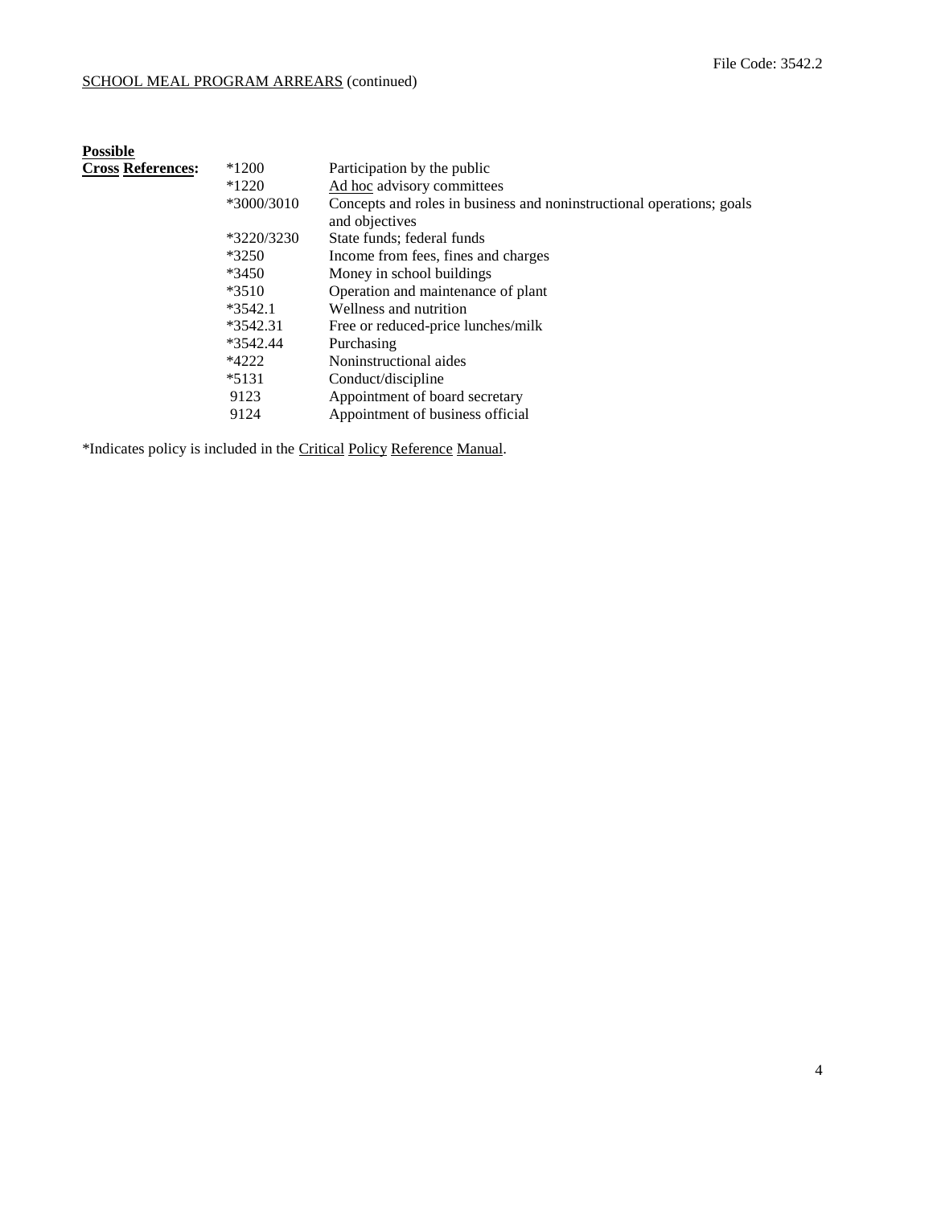**Possible**
**Cross References:**

| | | |
|---|---|---|
| | *1200 | Participation by the public |
| | *1220 | Ad hoc advisory committees |
| | *3000/3010 | Concepts and roles in business and noninstructional operations; goals and objectives |
| | *3220/3230 | State funds; federal funds |
| | *3250 | Income from fees, fines and charges |
| | *3450 | Money in school buildings |
| | *3510 | Operation and maintenance of plant |
| | *3542.1 | Wellness and nutrition |
| | *3542.31 | Free or reduced-price lunches/milk |
| | *3542.44 | Purchasing |
| | *4222 | Noninstructional aides |
| | *5131 | Conduct/discipline |
| | 9123 | Appointment of board secretary |
| | 9124 | Appointment of business official |

*Indicates policy is included in the Critical Policy Reference Manual.